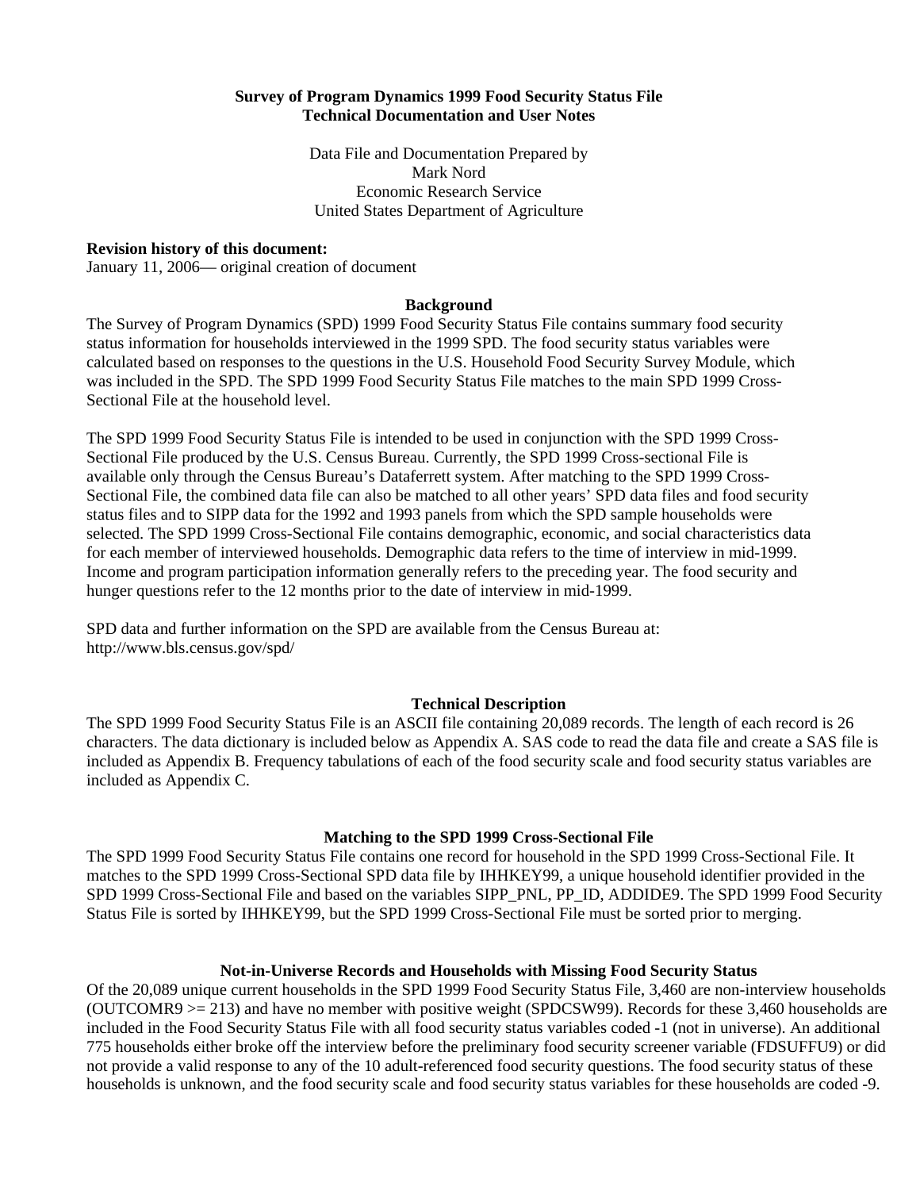**Survey of Program Dynamics 1999 Food Security Status File**
**Technical Documentation and User Notes**

Data File and Documentation Prepared by
Mark Nord
Economic Research Service
United States Department of Agriculture

**Revision history of this document:**
January 11, 2006— original creation of document

## Background

The Survey of Program Dynamics (SPD) 1999 Food Security Status File contains summary food security status information for households interviewed in the 1999 SPD. The food security status variables were calculated based on responses to the questions in the U.S. Household Food Security Survey Module, which was included in the SPD. The SPD 1999 Food Security Status File matches to the main SPD 1999 Cross-Sectional File at the household level.

The SPD 1999 Food Security Status File is intended to be used in conjunction with the SPD 1999 Cross-Sectional File produced by the U.S. Census Bureau. Currently, the SPD 1999 Cross-sectional File is available only through the Census Bureau's Dataferrett system. After matching to the SPD 1999 Cross-Sectional File, the combined data file can also be matched to all other years' SPD data files and food security status files and to SIPP data for the 1992 and 1993 panels from which the SPD sample households were selected. The SPD 1999 Cross-Sectional File contains demographic, economic, and social characteristics data for each member of interviewed households. Demographic data refers to the time of interview in mid-1999. Income and program participation information generally refers to the preceding year. The food security and hunger questions refer to the 12 months prior to the date of interview in mid-1999.

SPD data and further information on the SPD are available from the Census Bureau at:
http://www.bls.census.gov/spd/

## Technical Description

The SPD 1999 Food Security Status File is an ASCII file containing 20,089 records. The length of each record is 26 characters. The data dictionary is included below as Appendix A. SAS code to read the data file and create a SAS file is included as Appendix B. Frequency tabulations of each of the food security scale and food security status variables are included as Appendix C.

## Matching to the SPD 1999 Cross-Sectional File

The SPD 1999 Food Security Status File contains one record for household in the SPD 1999 Cross-Sectional File. It matches to the SPD 1999 Cross-Sectional SPD data file by IHHKEY99, a unique household identifier provided in the SPD 1999 Cross-Sectional File and based on the variables SIPP_PNL, PP_ID, ADDIDE9. The SPD 1999 Food Security Status File is sorted by IHHKEY99, but the SPD 1999 Cross-Sectional File must be sorted prior to merging.

## Not-in-Universe Records and Households with Missing Food Security Status

Of the 20,089 unique current households in the SPD 1999 Food Security Status File, 3,460 are non-interview households (OUTCOMR9 >= 213) and have no member with positive weight (SPDCSW99). Records for these 3,460 households are included in the Food Security Status File with all food security status variables coded -1 (not in universe). An additional 775 households either broke off the interview before the preliminary food security screener variable (FDSUFFU9) or did not provide a valid response to any of the 10 adult-referenced food security questions. The food security status of these households is unknown, and the food security scale and food security status variables for these households are coded -9.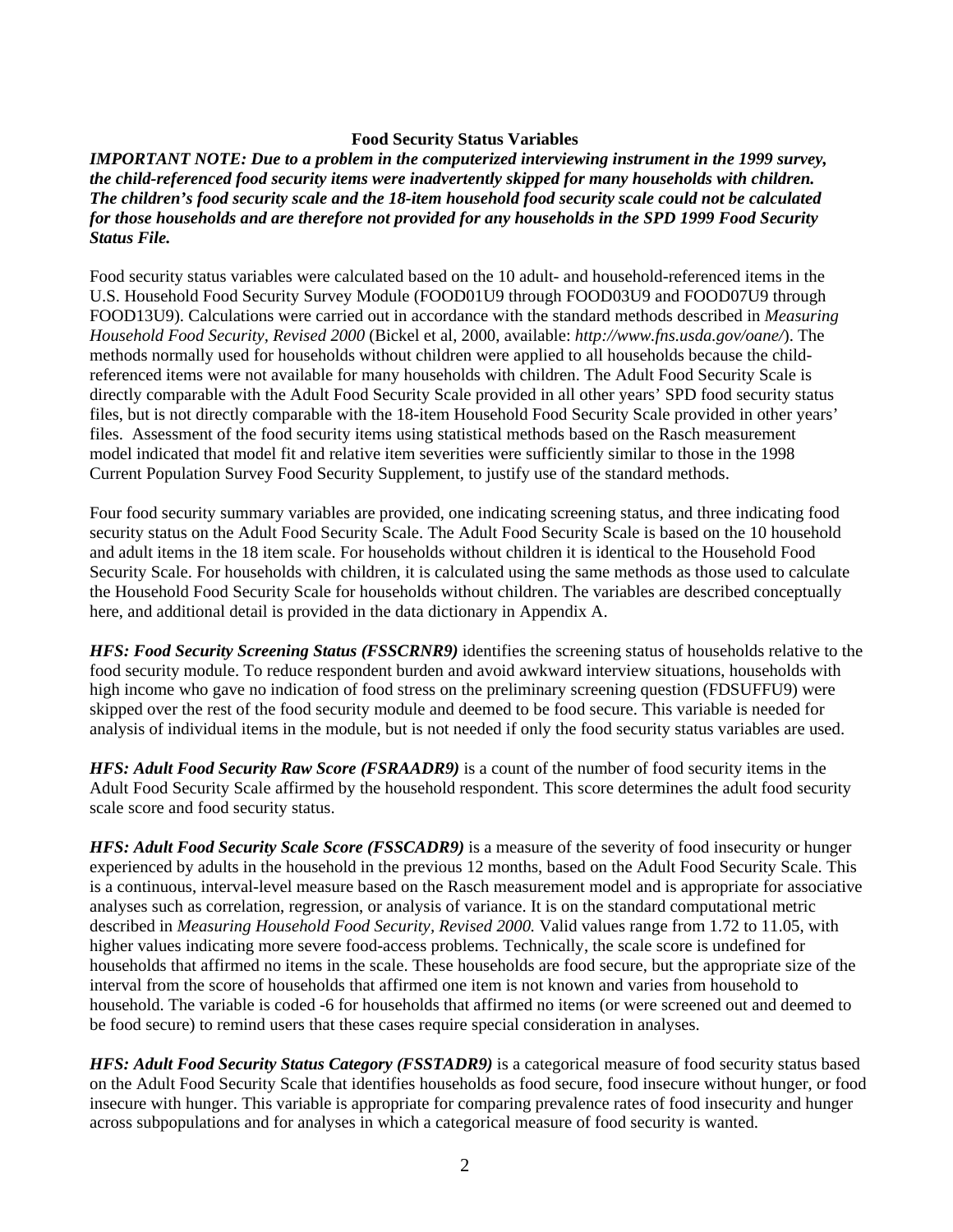## Food Security Status Variables

***IMPORTANT NOTE: Due to a problem in the computerized interviewing instrument in the 1999 survey, the child-referenced food security items were inadvertently skipped for many households with children. The children's food security scale and the 18-item household food security scale could not be calculated for those households and are therefore not provided for any households in the SPD 1999 Food Security Status File.***

Food security status variables were calculated based on the 10 adult- and household-referenced items in the U.S. Household Food Security Survey Module (FOOD01U9 through FOOD03U9 and FOOD07U9 through FOOD13U9). Calculations were carried out in accordance with the standard methods described in *Measuring Household Food Security, Revised 2000* (Bickel et al, 2000, available: *http://www.fns.usda.gov/oane/*). The methods normally used for households without children were applied to all households because the child-referenced items were not available for many households with children. The Adult Food Security Scale is directly comparable with the Adult Food Security Scale provided in all other years' SPD food security status files, but is not directly comparable with the 18-item Household Food Security Scale provided in other years' files. Assessment of the food security items using statistical methods based on the Rasch measurement model indicated that model fit and relative item severities were sufficiently similar to those in the 1998 Current Population Survey Food Security Supplement, to justify use of the standard methods.

Four food security summary variables are provided, one indicating screening status, and three indicating food security status on the Adult Food Security Scale. The Adult Food Security Scale is based on the 10 household and adult items in the 18 item scale. For households without children it is identical to the Household Food Security Scale. For households with children, it is calculated using the same methods as those used to calculate the Household Food Security Scale for households without children. The variables are described conceptually here, and additional detail is provided in the data dictionary in Appendix A.

***HFS: Food Security Screening Status (FSSCRNR9)*** identifies the screening status of households relative to the food security module. To reduce respondent burden and avoid awkward interview situations, households with high income who gave no indication of food stress on the preliminary screening question (FDSUFFU9) were skipped over the rest of the food security module and deemed to be food secure. This variable is needed for analysis of individual items in the module, but is not needed if only the food security status variables are used.

***HFS: Adult Food Security Raw Score (FSRAADR9)*** is a count of the number of food security items in the Adult Food Security Scale affirmed by the household respondent. This score determines the adult food security scale score and food security status.

***HFS: Adult Food Security Scale Score (FSSCADR9)*** is a measure of the severity of food insecurity or hunger experienced by adults in the household in the previous 12 months, based on the Adult Food Security Scale. This is a continuous, interval-level measure based on the Rasch measurement model and is appropriate for associative analyses such as correlation, regression, or analysis of variance. It is on the standard computational metric described in *Measuring Household Food Security, Revised 2000.* Valid values range from 1.72 to 11.05, with higher values indicating more severe food-access problems. Technically, the scale score is undefined for households that affirmed no items in the scale. These households are food secure, but the appropriate size of the interval from the score of households that affirmed one item is not known and varies from household to household. The variable is coded -6 for households that affirmed no items (or were screened out and deemed to be food secure) to remind users that these cases require special consideration in analyses.

***HFS: Adult Food Security Status Category (FSSTADR9)*** is a categorical measure of food security status based on the Adult Food Security Scale that identifies households as food secure, food insecure without hunger, or food insecure with hunger. This variable is appropriate for comparing prevalence rates of food insecurity and hunger across subpopulations and for analyses in which a categorical measure of food security is wanted.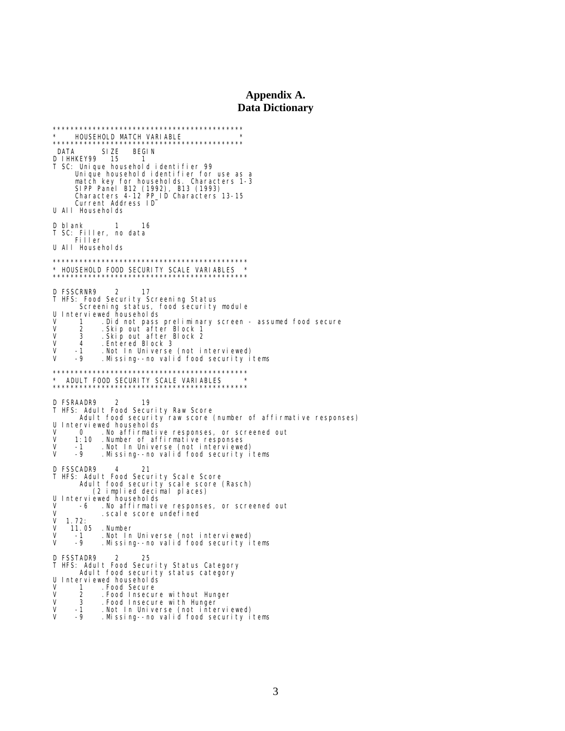# Appendix A.
# Data Dictionary

```
********************************************
*     HOUSEHOLD MATCH VARIABLE             *
********************************************
 DATA      SIZE   BEGIN
D IHHKEY99   15     1
T SC: Unique household identifier 99
      Unique household identifier for use as a
      match key for households. Characters 1-3
      SIPP Panel B12 (1992), B13 (1993)
      Characters 4-12 PP_ID Characters 13-15
      Current Address ID
U All Households

D blank       1     16
T SC: Filler, no data
      Filler
U All Households

*********************************************
* HOUSEHOLD FOOD SECURITY SCALE VARIABLES   *
*********************************************

D FSSCRNR9    2     17
T HFS: Food Security Screening Status
       Screening status, food security module
U Interviewed households
V      1    .Did not pass preliminary screen - assumed food secure
V      2    .Skip out after Block 1
V      3    .Skip out after Block 2
V      4    .Entered Block 3
V     -1    .Not In Universe (not interviewed)
V     -9    .Missing--no valid food security items

*********************************************
*  ADULT FOOD SECURITY SCALE VARIABLES      *
*********************************************

D FSRAADR9    2     19
T HFS: Adult Food Security Raw Score
       Adult food security raw score (number of affirmative responses)
U Interviewed households
V      0    .No affirmative responses, or screened out
V    1:10   .Number of affirmative responses
V     -1    .Not In Universe (not interviewed)
V     -9    .Missing--no valid food security items

D FSSCADR9    4     21
T HFS: Adult Food Security Scale Score
       Adult food security scale score (Rasch)
         (2 implied decimal places)
U Interviewed households
V      -6   .No affirmative responses, or screened out
V           .scale score undefined
V  1.72:
V   11.05   .Number
V     -1    .Not In Universe (not interviewed)
V     -9    .Missing--no valid food security items

D FSSTADR9    2     25
T HFS: Adult Food Security Status Category
       Adult food security status category
U Interviewed households
V      1    .Food Secure
V      2    .Food Insecure without Hunger
V      3    .Food Insecure with Hunger
V     -1    .Not In Universe (not interviewed)
V     -9    .Missing--no valid food security items
```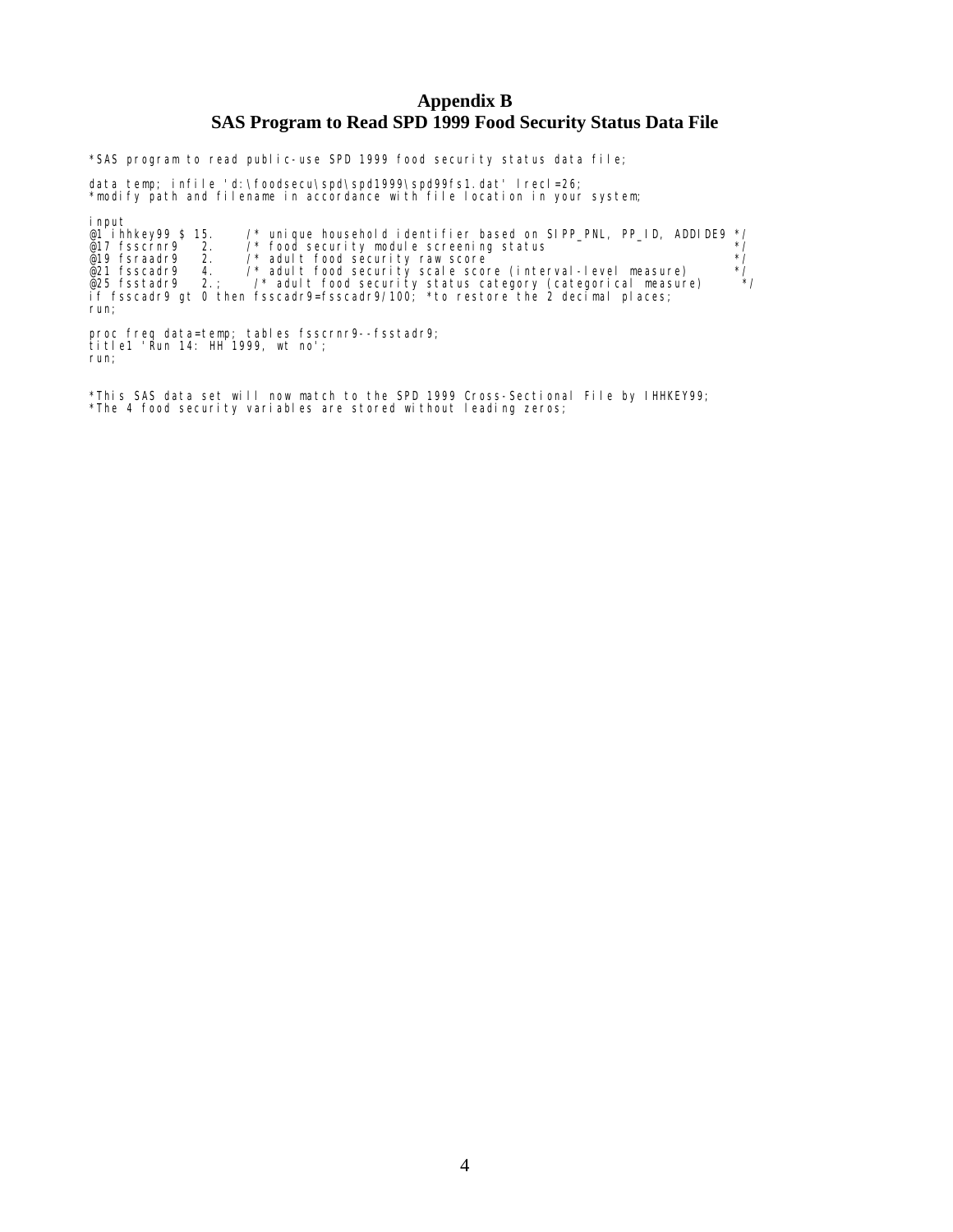# Appendix B
# SAS Program to Read SPD 1999 Food Security Status Data File

```
*SAS program to read public-use SPD 1999 food security status data file;

data temp; infile 'd:\foodsecu\spd\spd1999\spd99fs1.dat' lrecl=26;
*modify path and filename in accordance with file location in your system;

input
@1 ihhkey99 $ 15.    /* unique household identifier based on SIPP_PNL, PP_ID, ADDIDE9 */
@17 fsscrnr9   2.    /* food security module screening status                         */
@19 fsraadr9   2.    /* adult food security raw score                                 */
@21 fsscadr9   4.    /* adult food security scale score (interval-level measure)      */
@25 fsstadr9   2.;   /* adult food security status category (categorical measure)     */
if fsscadr9 gt 0 then fsscadr9=fsscadr9/100; *to restore the 2 decimal places;
run;

proc freq data=temp; tables fsscrnr9--fsstadr9;
title1 'Run 14: HH 1999, wt no';
run;


*This SAS data set will now match to the SPD 1999 Cross-Sectional File by IHHKEY99;
*The 4 food security variables are stored without leading zeros;
```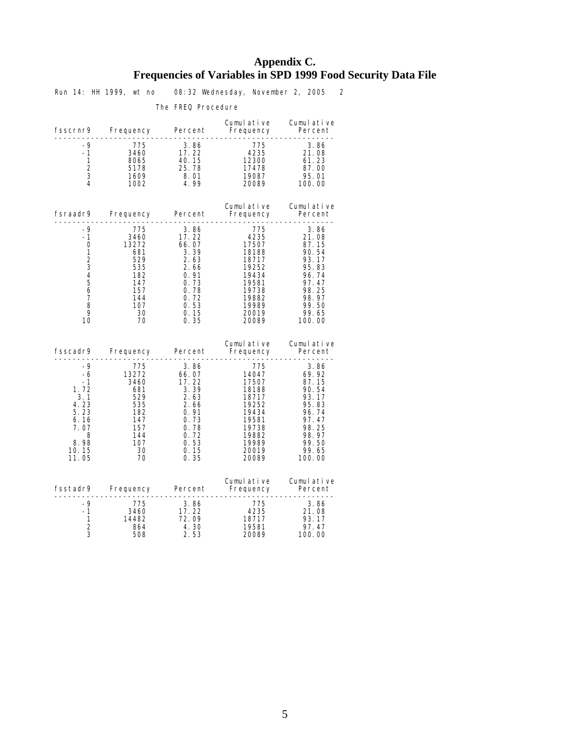# Appendix C.
# Frequencies of Variables in SPD 1999 Food Security Data File

Run 14: HH 1999, wt no    08:32 Wednesday, November 2, 2005    2

The FREQ Procedure

| fsscrnr9 | Frequency | Percent | Cumulative Frequency | Cumulative Percent |
|---|---|---|---|---|
| -9 | 775 | 3.86 | 775 | 3.86 |
| -1 | 3460 | 17.22 | 4235 | 21.08 |
| 1 | 8065 | 40.15 | 12300 | 61.23 |
| 2 | 5178 | 25.78 | 17478 | 87.00 |
| 3 | 1609 | 8.01 | 19087 | 95.01 |
| 4 | 1002 | 4.99 | 20089 | 100.00 |

| fsraadr9 | Frequency | Percent | Cumulative Frequency | Cumulative Percent |
|---|---|---|---|---|
| -9 | 775 | 3.86 | 775 | 3.86 |
| -1 | 3460 | 17.22 | 4235 | 21.08 |
| 0 | 13272 | 66.07 | 17507 | 87.15 |
| 1 | 681 | 3.39 | 18188 | 90.54 |
| 2 | 529 | 2.63 | 18717 | 93.17 |
| 3 | 535 | 2.66 | 19252 | 95.83 |
| 4 | 182 | 0.91 | 19434 | 96.74 |
| 5 | 147 | 0.73 | 19581 | 97.47 |
| 6 | 157 | 0.78 | 19738 | 98.25 |
| 7 | 144 | 0.72 | 19882 | 98.97 |
| 8 | 107 | 0.53 | 19989 | 99.50 |
| 9 | 30 | 0.15 | 20019 | 99.65 |
| 10 | 70 | 0.35 | 20089 | 100.00 |

| fsscadr9 | Frequency | Percent | Cumulative Frequency | Cumulative Percent |
|---|---|---|---|---|
| -9 | 775 | 3.86 | 775 | 3.86 |
| -6 | 13272 | 66.07 | 14047 | 69.92 |
| -1 | 3460 | 17.22 | 17507 | 87.15 |
| 1.72 | 681 | 3.39 | 18188 | 90.54 |
| 3.1 | 529 | 2.63 | 18717 | 93.17 |
| 4.23 | 535 | 2.66 | 19252 | 95.83 |
| 5.23 | 182 | 0.91 | 19434 | 96.74 |
| 6.16 | 147 | 0.73 | 19581 | 97.47 |
| 7.07 | 157 | 0.78 | 19738 | 98.25 |
| 8 | 144 | 0.72 | 19882 | 98.97 |
| 8.98 | 107 | 0.53 | 19989 | 99.50 |
| 10.15 | 30 | 0.15 | 20019 | 99.65 |
| 11.05 | 70 | 0.35 | 20089 | 100.00 |

| fsstadr9 | Frequency | Percent | Cumulative Frequency | Cumulative Percent |
|---|---|---|---|---|
| -9 | 775 | 3.86 | 775 | 3.86 |
| -1 | 3460 | 17.22 | 4235 | 21.08 |
| 1 | 14482 | 72.09 | 18717 | 93.17 |
| 2 | 864 | 4.30 | 19581 | 97.47 |
| 3 | 508 | 2.53 | 20089 | 100.00 |